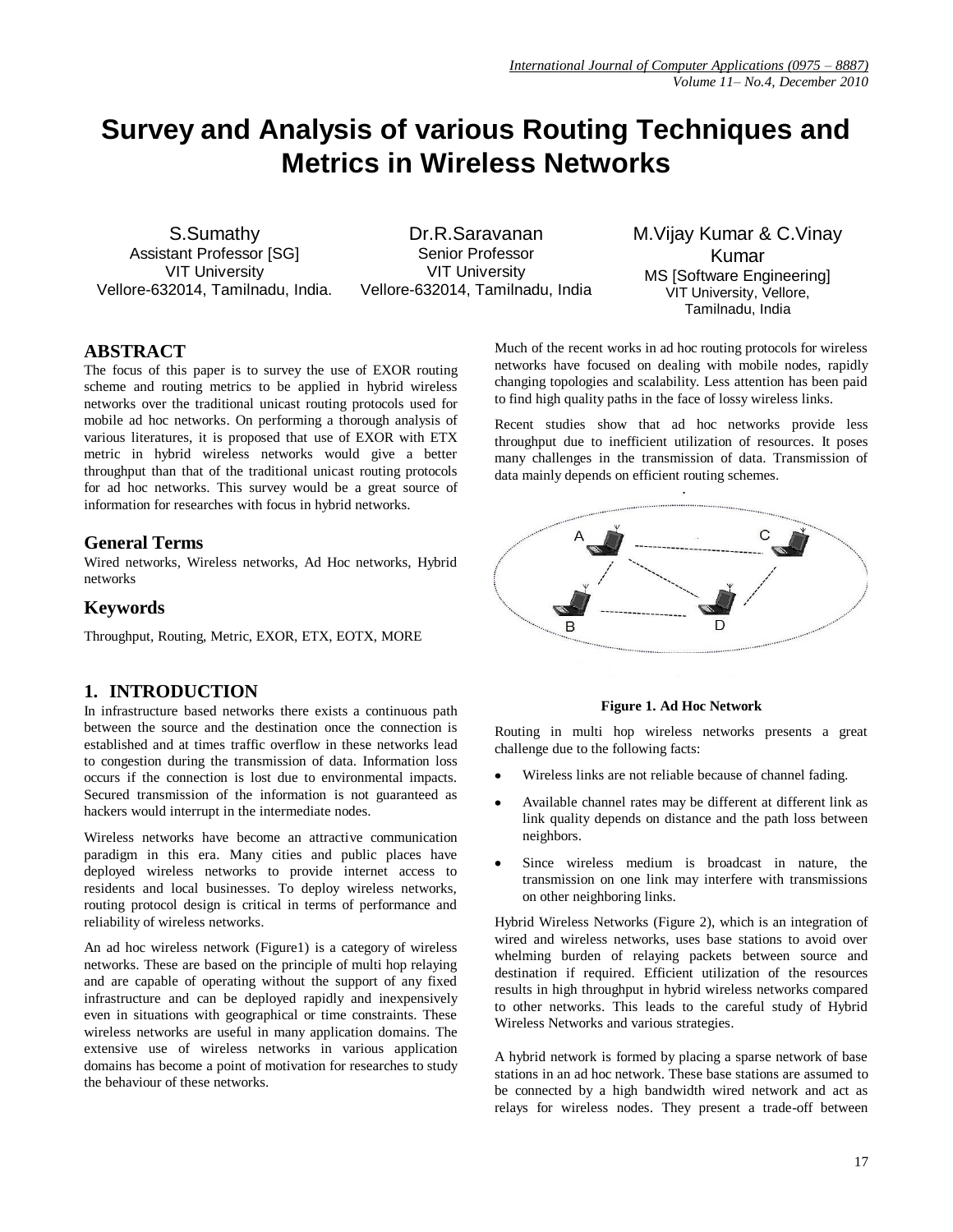# Survey and Analysis of various Routing Techniques and Metrics in Wireless Networks

S.Sumathy
Assistant Professor [SG]
VIT University
Vellore-632014, Tamilnadu, India.

Dr.R.Saravanan
Senior Professor
VIT University
Vellore-632014, Tamilnadu, India

M.Vijay Kumar & C.Vinay Kumar
MS [Software Engineering]
VIT University, Vellore, Tamilnadu, India

## ABSTRACT

The focus of this paper is to survey the use of EXOR routing scheme and routing metrics to be applied in hybrid wireless networks over the traditional unicast routing protocols used for mobile ad hoc networks. On performing a thorough analysis of various literatures, it is proposed that use of EXOR with ETX metric in hybrid wireless networks would give a better throughput than that of the traditional unicast routing protocols for ad hoc networks. This survey would be a great source of information for researches with focus in hybrid networks.

## General Terms

Wired networks, Wireless networks, Ad Hoc networks, Hybrid networks

## Keywords

Throughput, Routing, Metric, EXOR, ETX, EOTX, MORE

## 1. INTRODUCTION

In infrastructure based networks there exists a continuous path between the source and the destination once the connection is established and at times traffic overflow in these networks lead to congestion during the transmission of data. Information loss occurs if the connection is lost due to environmental impacts. Secured transmission of the information is not guaranteed as hackers would interrupt in the intermediate nodes.

Wireless networks have become an attractive communication paradigm in this era. Many cities and public places have deployed wireless networks to provide internet access to residents and local businesses. To deploy wireless networks, routing protocol design is critical in terms of performance and reliability of wireless networks.

An ad hoc wireless network (Figure1) is a category of wireless networks. These are based on the principle of multi hop relaying and are capable of operating without the support of any fixed infrastructure and can be deployed rapidly and inexpensively even in situations with geographical or time constraints. These wireless networks are useful in many application domains. The extensive use of wireless networks in various application domains has become a point of motivation for researches to study the behaviour of these networks.

Much of the recent works in ad hoc routing protocols for wireless networks have focused on dealing with mobile nodes, rapidly changing topologies and scalability. Less attention has been paid to find high quality paths in the face of lossy wireless links.

Recent studies show that ad hoc networks provide less throughput due to inefficient utilization of resources. It poses many challenges in the transmission of data. Transmission of data mainly depends on efficient routing schemes.

**Figure 1. Ad Hoc Network**

Routing in multi hop wireless networks presents a great challenge due to the following facts:

- Wireless links are not reliable because of channel fading.
- Available channel rates may be different at different link as link quality depends on distance and the path loss between neighbors.
- Since wireless medium is broadcast in nature, the transmission on one link may interfere with transmissions on other neighboring links.

Hybrid Wireless Networks (Figure 2), which is an integration of wired and wireless networks, uses base stations to avoid over whelming burden of relaying packets between source and destination if required. Efficient utilization of the resources results in high throughput in hybrid wireless networks compared to other networks. This leads to the careful study of Hybrid Wireless Networks and various strategies.

A hybrid network is formed by placing a sparse network of base stations in an ad hoc network. These base stations are assumed to be connected by a high bandwidth wired network and act as relays for wireless nodes. They present a trade-off between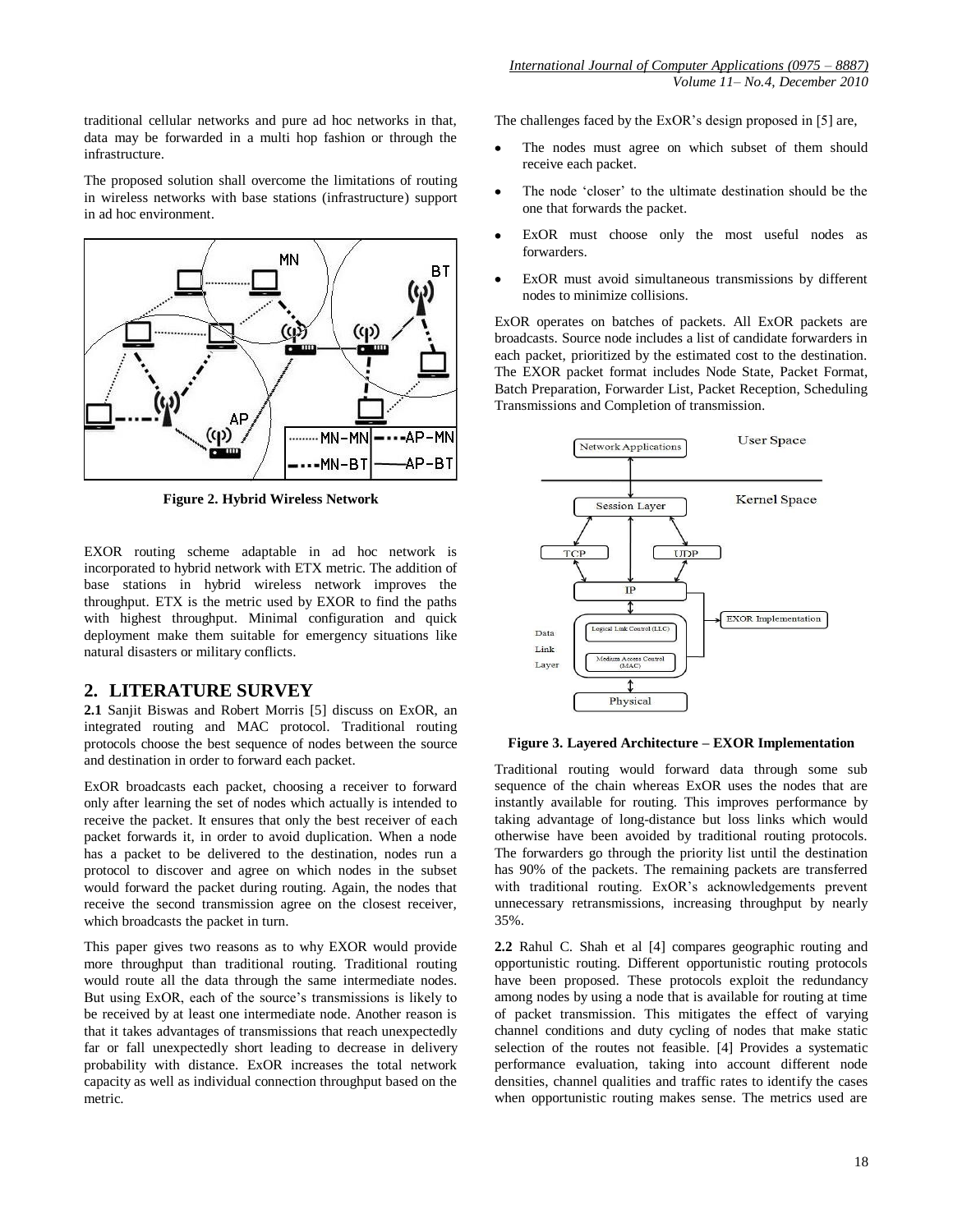traditional cellular networks and pure ad hoc networks in that, data may be forwarded in a multi hop fashion or through the infrastructure.

The proposed solution shall overcome the limitations of routing in wireless networks with base stations (infrastructure) support in ad hoc environment.

**Figure 2. Hybrid Wireless Network**

EXOR routing scheme adaptable in ad hoc network is incorporated to hybrid network with ETX metric. The addition of base stations in hybrid wireless network improves the throughput. ETX is the metric used by EXOR to find the paths with highest throughput. Minimal configuration and quick deployment make them suitable for emergency situations like natural disasters or military conflicts.

## 2. LITERATURE SURVEY

**2.1** Sanjit Biswas and Robert Morris [5] discuss on ExOR, an integrated routing and MAC protocol. Traditional routing protocols choose the best sequence of nodes between the source and destination in order to forward each packet.

ExOR broadcasts each packet, choosing a receiver to forward only after learning the set of nodes which actually is intended to receive the packet. It ensures that only the best receiver of each packet forwards it, in order to avoid duplication. When a node has a packet to be delivered to the destination, nodes run a protocol to discover and agree on which nodes in the subset would forward the packet during routing. Again, the nodes that receive the second transmission agree on the closest receiver, which broadcasts the packet in turn.

This paper gives two reasons as to why EXOR would provide more throughput than traditional routing. Traditional routing would route all the data through the same intermediate nodes. But using ExOR, each of the source's transmissions is likely to be received by at least one intermediate node. Another reason is that it takes advantages of transmissions that reach unexpectedly far or fall unexpectedly short leading to decrease in delivery probability with distance. ExOR increases the total network capacity as well as individual connection throughput based on the metric.

The challenges faced by the ExOR's design proposed in [5] are,

- The nodes must agree on which subset of them should receive each packet.
- The node 'closer' to the ultimate destination should be the one that forwards the packet.
- ExOR must choose only the most useful nodes as forwarders.
- ExOR must avoid simultaneous transmissions by different nodes to minimize collisions.

ExOR operates on batches of packets. All ExOR packets are broadcasts. Source node includes a list of candidate forwarders in each packet, prioritized by the estimated cost to the destination. The EXOR packet format includes Node State, Packet Format, Batch Preparation, Forwarder List, Packet Reception, Scheduling Transmissions and Completion of transmission.

**Figure 3. Layered Architecture – EXOR Implementation**

Traditional routing would forward data through some sub sequence of the chain whereas ExOR uses the nodes that are instantly available for routing. This improves performance by taking advantage of long-distance but loss links which would otherwise have been avoided by traditional routing protocols. The forwarders go through the priority list until the destination has 90% of the packets. The remaining packets are transferred with traditional routing. ExOR's acknowledgements prevent unnecessary retransmissions, increasing throughput by nearly 35%.

**2.2** Rahul C. Shah et al [4] compares geographic routing and opportunistic routing. Different opportunistic routing protocols have been proposed. These protocols exploit the redundancy among nodes by using a node that is available for routing at time of packet transmission. This mitigates the effect of varying channel conditions and duty cycling of nodes that make static selection of the routes not feasible. [4] Provides a systematic performance evaluation, taking into account different node densities, channel qualities and traffic rates to identify the cases when opportunistic routing makes sense. The metrics used are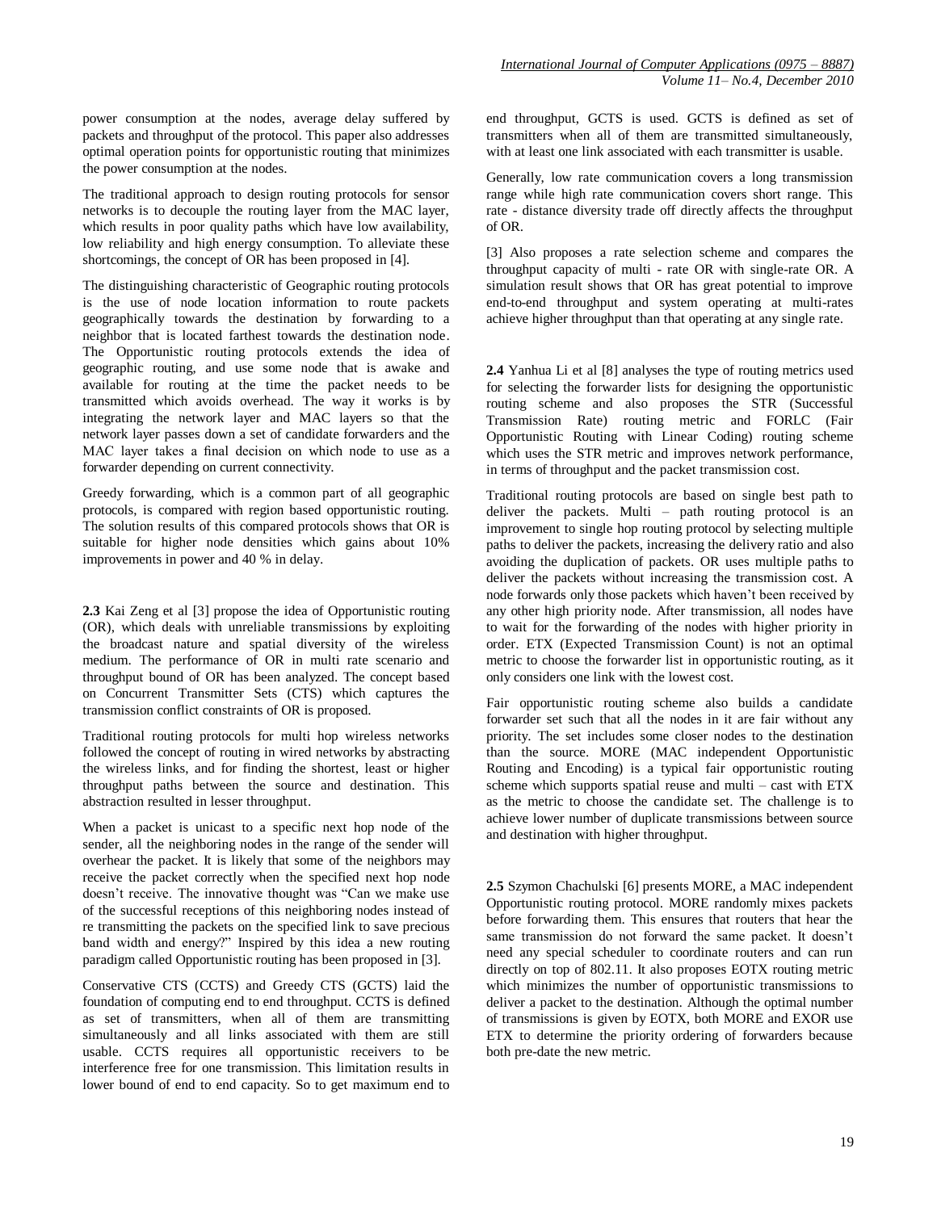power consumption at the nodes, average delay suffered by packets and throughput of the protocol. This paper also addresses optimal operation points for opportunistic routing that minimizes the power consumption at the nodes.

The traditional approach to design routing protocols for sensor networks is to decouple the routing layer from the MAC layer, which results in poor quality paths which have low availability, low reliability and high energy consumption. To alleviate these shortcomings, the concept of OR has been proposed in [4].

The distinguishing characteristic of Geographic routing protocols is the use of node location information to route packets geographically towards the destination by forwarding to a neighbor that is located farthest towards the destination node. The Opportunistic routing protocols extends the idea of geographic routing, and use some node that is awake and available for routing at the time the packet needs to be transmitted which avoids overhead. The way it works is by integrating the network layer and MAC layers so that the network layer passes down a set of candidate forwarders and the MAC layer takes a final decision on which node to use as a forwarder depending on current connectivity.

Greedy forwarding, which is a common part of all geographic protocols, is compared with region based opportunistic routing. The solution results of this compared protocols shows that OR is suitable for higher node densities which gains about 10% improvements in power and 40 % in delay.

**2.3** Kai Zeng et al [3] propose the idea of Opportunistic routing (OR), which deals with unreliable transmissions by exploiting the broadcast nature and spatial diversity of the wireless medium. The performance of OR in multi rate scenario and throughput bound of OR has been analyzed. The concept based on Concurrent Transmitter Sets (CTS) which captures the transmission conflict constraints of OR is proposed.

Traditional routing protocols for multi hop wireless networks followed the concept of routing in wired networks by abstracting the wireless links, and for finding the shortest, least or higher throughput paths between the source and destination. This abstraction resulted in lesser throughput.

When a packet is unicast to a specific next hop node of the sender, all the neighboring nodes in the range of the sender will overhear the packet. It is likely that some of the neighbors may receive the packet correctly when the specified next hop node doesn't receive. The innovative thought was "Can we make use of the successful receptions of this neighboring nodes instead of re transmitting the packets on the specified link to save precious band width and energy?" Inspired by this idea a new routing paradigm called Opportunistic routing has been proposed in [3].

Conservative CTS (CCTS) and Greedy CTS (GCTS) laid the foundation of computing end to end throughput. CCTS is defined as set of transmitters, when all of them are transmitting simultaneously and all links associated with them are still usable. CCTS requires all opportunistic receivers to be interference free for one transmission. This limitation results in lower bound of end to end capacity. So to get maximum end to end throughput, GCTS is used. GCTS is defined as set of transmitters when all of them are transmitted simultaneously, with at least one link associated with each transmitter is usable.

Generally, low rate communication covers a long transmission range while high rate communication covers short range. This rate - distance diversity trade off directly affects the throughput of OR.

[3] Also proposes a rate selection scheme and compares the throughput capacity of multi - rate OR with single-rate OR. A simulation result shows that OR has great potential to improve end-to-end throughput and system operating at multi-rates achieve higher throughput than that operating at any single rate.

**2.4** Yanhua Li et al [8] analyses the type of routing metrics used for selecting the forwarder lists for designing the opportunistic routing scheme and also proposes the STR (Successful Transmission Rate) routing metric and FORLC (Fair Opportunistic Routing with Linear Coding) routing scheme which uses the STR metric and improves network performance, in terms of throughput and the packet transmission cost.

Traditional routing protocols are based on single best path to deliver the packets. Multi – path routing protocol is an improvement to single hop routing protocol by selecting multiple paths to deliver the packets, increasing the delivery ratio and also avoiding the duplication of packets. OR uses multiple paths to deliver the packets without increasing the transmission cost. A node forwards only those packets which haven't been received by any other high priority node. After transmission, all nodes have to wait for the forwarding of the nodes with higher priority in order. ETX (Expected Transmission Count) is not an optimal metric to choose the forwarder list in opportunistic routing, as it only considers one link with the lowest cost.

Fair opportunistic routing scheme also builds a candidate forwarder set such that all the nodes in it are fair without any priority. The set includes some closer nodes to the destination than the source. MORE (MAC independent Opportunistic Routing and Encoding) is a typical fair opportunistic routing scheme which supports spatial reuse and multi – cast with ETX as the metric to choose the candidate set. The challenge is to achieve lower number of duplicate transmissions between source and destination with higher throughput.

**2.5** Szymon Chachulski [6] presents MORE, a MAC independent Opportunistic routing protocol. MORE randomly mixes packets before forwarding them. This ensures that routers that hear the same transmission do not forward the same packet. It doesn't need any special scheduler to coordinate routers and can run directly on top of 802.11. It also proposes EOTX routing metric which minimizes the number of opportunistic transmissions to deliver a packet to the destination. Although the optimal number of transmissions is given by EOTX, both MORE and EXOR use ETX to determine the priority ordering of forwarders because both pre-date the new metric.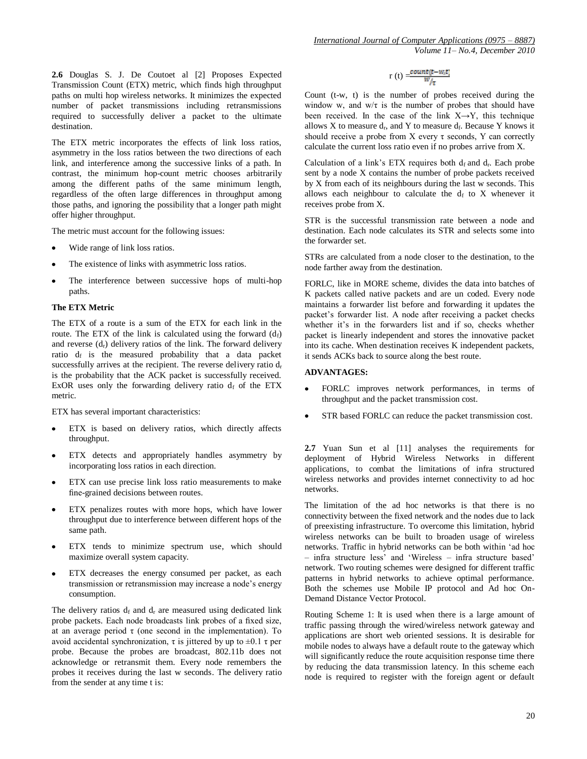**2.6** Douglas S. J. De Coutoet al [2] Proposes Expected Transmission Count (ETX) metric, which finds high throughput paths on multi hop wireless networks. It minimizes the expected number of packet transmissions including retransmissions required to successfully deliver a packet to the ultimate destination.

The ETX metric incorporates the effects of link loss ratios, asymmetry in the loss ratios between the two directions of each link, and interference among the successive links of a path. In contrast, the minimum hop-count metric chooses arbitrarily among the different paths of the same minimum length, regardless of the often large differences in throughput among those paths, and ignoring the possibility that a longer path might offer higher throughput.

The metric must account for the following issues:

- Wide range of link loss ratios.
- The existence of links with asymmetric loss ratios.
- The interference between successive hops of multi-hop paths.

**The ETX Metric**

The ETX of a route is a sum of the ETX for each link in the route. The ETX of the link is calculated using the forward ($d_f$) and reverse ($d_r$) delivery ratios of the link. The forward delivery ratio $d_f$ is the measured probability that a data packet successfully arrives at the recipient. The reverse delivery ratio $d_r$ is the probability that the ACK packet is successfully received. ExOR uses only the forwarding delivery ratio $d_f$ of the ETX metric.

ETX has several important characteristics:

- ETX is based on delivery ratios, which directly affects throughput.
- ETX detects and appropriately handles asymmetry by incorporating loss ratios in each direction.
- ETX can use precise link loss ratio measurements to make fine-grained decisions between routes.
- ETX penalizes routes with more hops, which have lower throughput due to interference between different hops of the same path.
- ETX tends to minimize spectrum use, which should maximize overall system capacity.
- ETX decreases the energy consumed per packet, as each transmission or retransmission may increase a node's energy consumption.

The delivery ratios $d_f$ and $d_r$ are measured using dedicated link probe packets. Each node broadcasts link probes of a fixed size, at an average period $\tau$ (one second in the implementation). To avoid accidental synchronization, $\tau$ is jittered by up to $\pm 0.1\ \tau$ per probe. Because the probes are broadcast, 802.11b does not acknowledge or retransmit them. Every node remembers the probes it receives during the last w seconds. The delivery ratio from the sender at any time t is:

$$r(t) = \frac{count(t-w, t)}{w/\tau}$$

Count (t-w, t) is the number of probes received during the window w, and $w/\tau$ is the number of probes that should have been received. In the case of the link X→Y, this technique allows X to measure $d_r$, and Y to measure $d_f$. Because Y knows it should receive a probe from X every $\tau$ seconds, Y can correctly calculate the current loss ratio even if no probes arrive from X.

Calculation of a link's ETX requires both $d_f$ and $d_r$. Each probe sent by a node X contains the number of probe packets received by X from each of its neighbours during the last w seconds. This allows each neighbour to calculate the $d_f$ to X whenever it receives probe from X.

STR is the successful transmission rate between a node and destination. Each node calculates its STR and selects some into the forwarder set.

STRs are calculated from a node closer to the destination, to the node farther away from the destination.

FORLC, like in MORE scheme, divides the data into batches of K packets called native packets and are un coded. Every node maintains a forwarder list before and forwarding it updates the packet's forwarder list. A node after receiving a packet checks whether it's in the forwarders list and if so, checks whether packet is linearly independent and stores the innovative packet into its cache. When destination receives K independent packets, it sends ACKs back to source along the best route.

**ADVANTAGES:**

- FORLC improves network performances, in terms of throughput and the packet transmission cost.
- STR based FORLC can reduce the packet transmission cost.

**2.7** Yuan Sun et al [11] analyses the requirements for deployment of Hybrid Wireless Networks in different applications, to combat the limitations of infra structured wireless networks and provides internet connectivity to ad hoc networks.

The limitation of the ad hoc networks is that there is no connectivity between the fixed network and the nodes due to lack of preexisting infrastructure. To overcome this limitation, hybrid wireless networks can be built to broaden usage of wireless networks. Traffic in hybrid networks can be both within 'ad hoc – infra structure less' and 'Wireless – infra structure based' network. Two routing schemes were designed for different traffic patterns in hybrid networks to achieve optimal performance. Both the schemes use Mobile IP protocol and Ad hoc On-Demand Distance Vector Protocol.

Routing Scheme 1: It is used when there is a large amount of traffic passing through the wired/wireless network gateway and applications are short web oriented sessions. It is desirable for mobile nodes to always have a default route to the gateway which will significantly reduce the route acquisition response time there by reducing the data transmission latency. In this scheme each node is required to register with the foreign agent or default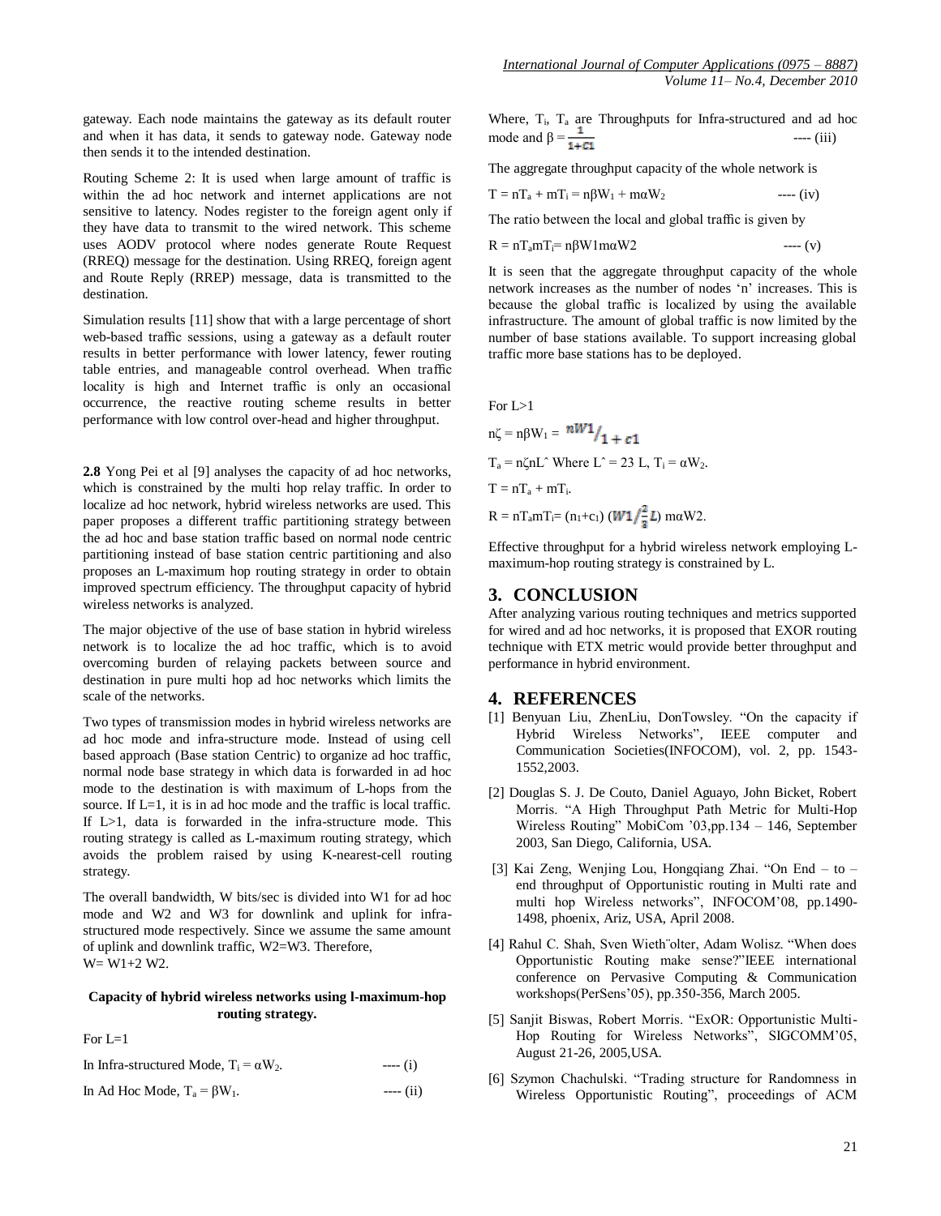gateway. Each node maintains the gateway as its default router and when it has data, it sends to gateway node. Gateway node then sends it to the intended destination.

Routing Scheme 2: It is used when large amount of traffic is within the ad hoc network and internet applications are not sensitive to latency. Nodes register to the foreign agent only if they have data to transmit to the wired network. This scheme uses AODV protocol where nodes generate Route Request (RREQ) message for the destination. Using RREQ, foreign agent and Route Reply (RREP) message, data is transmitted to the destination.

Simulation results [11] show that with a large percentage of short web-based traffic sessions, using a gateway as a default router results in better performance with lower latency, fewer routing table entries, and manageable control overhead. When traffic locality is high and Internet traffic is only an occasional occurrence, the reactive routing scheme results in better performance with low control over-head and higher throughput.

**2.8** Yong Pei et al [9] analyses the capacity of ad hoc networks, which is constrained by the multi hop relay traffic. In order to localize ad hoc network, hybrid wireless networks are used. This paper proposes a different traffic partitioning strategy between the ad hoc and base station traffic based on normal node centric partitioning instead of base station centric partitioning and also proposes an L-maximum hop routing strategy in order to obtain improved spectrum efficiency. The throughput capacity of hybrid wireless networks is analyzed.

The major objective of the use of base station in hybrid wireless network is to localize the ad hoc traffic, which is to avoid overcoming burden of relaying packets between source and destination in pure multi hop ad hoc networks which limits the scale of the networks.

Two types of transmission modes in hybrid wireless networks are ad hoc mode and infra-structure mode. Instead of using cell based approach (Base station Centric) to organize ad hoc traffic, normal node base strategy in which data is forwarded in ad hoc mode to the destination is with maximum of L-hops from the source. If L=1, it is in ad hoc mode and the traffic is local traffic. If L>1, data is forwarded in the infra-structure mode. This routing strategy is called as L-maximum routing strategy, which avoids the problem raised by using K-nearest-cell routing strategy.

The overall bandwidth, W bits/sec is divided into W1 for ad hoc mode and W2 and W3 for downlink and uplink for infra-structured mode respectively. Since we assume the same amount of uplink and downlink traffic, W2=W3. Therefore,
W= W1+2 W2.

**Capacity of hybrid wireless networks using l-maximum-hop routing strategy.**

For L=1

In Infra-structured Mode, $T_i = \alpha W_2$. ---- (i)

In Ad Hoc Mode, $T_a = \beta W_1$. ---- (ii)

Where, $T_i$, $T_a$ are Throughputs for Infra-structured and ad hoc mode and $\beta = \frac{1}{1+c1}$ ---- (iii)

The aggregate throughput capacity of the whole network is

$T = nT_a + mT_i = n\beta W_1 + m\alpha W_2$ ---- (iv)

The ratio between the local and global traffic is given by

$R = nT_a mT_i = n\beta W1 m\alpha W2$ ---- (v)

It is seen that the aggregate throughput capacity of the whole network increases as the number of nodes 'n' increases. This is because the global traffic is localized by using the available infrastructure. The amount of global traffic is now limited by the number of base stations available. To support increasing global traffic more base stations has to be deployed.

For L>1

$n\zeta = n\beta W_1 = nW1/_{1+c1}$

$T_a = n\zeta n\hat{L}$ Where $\hat{L} = 23$ L, $T_i = \alpha W_2$.

$T = nT_a + mT_i$.

$R = nT_a mT_i = (n_1+c_1)\ (W1/\frac{2}{3}L)\ m\alpha W2$.

Effective throughput for a hybrid wireless network employing L-maximum-hop routing strategy is constrained by L.

## 3. CONCLUSION

After analyzing various routing techniques and metrics supported for wired and ad hoc networks, it is proposed that EXOR routing technique with ETX metric would provide better throughput and performance in hybrid environment.

## 4. REFERENCES

[1] Benyuan Liu, ZhenLiu, DonTowsley. "On the capacity if Hybrid Wireless Networks", IEEE computer and Communication Societies(INFOCOM), vol. 2, pp. 1543-1552,2003.

[2] Douglas S. J. De Couto, Daniel Aguayo, John Bicket, Robert Morris. "A High Throughput Path Metric for Multi-Hop Wireless Routing" MobiCom '03,pp.134 – 146, September 2003, San Diego, California, USA.

[3] Kai Zeng, Wenjing Lou, Hongqiang Zhai. "On End – to – end throughput of Opportunistic routing in Multi rate and multi hop Wireless networks", INFOCOM'08, pp.1490-1498, phoenix, Ariz, USA, April 2008.

[4] Rahul C. Shah, Sven Wieth¨olter, Adam Wolisz. "When does Opportunistic Routing make sense?"IEEE international conference on Pervasive Computing & Communication workshops(PerSens'05), pp.350-356, March 2005.

[5] Sanjit Biswas, Robert Morris. "ExOR: Opportunistic Multi-Hop Routing for Wireless Networks", SIGCOMM'05, August 21-26, 2005,USA.

[6] Szymon Chachulski. "Trading structure for Randomness in Wireless Opportunistic Routing", proceedings of ACM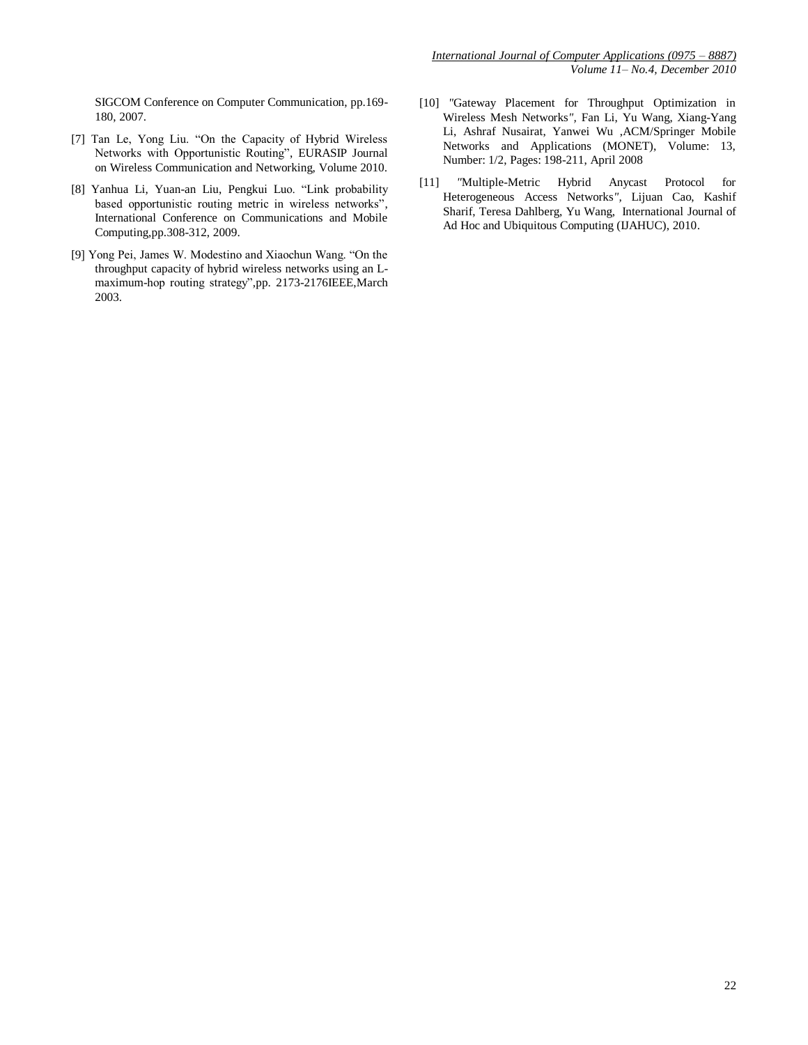SIGCOM Conference on Computer Communication, pp.169-180, 2007.

[7] Tan Le, Yong Liu. “On the Capacity of Hybrid Wireless Networks with Opportunistic Routing”, EURASIP Journal on Wireless Communication and Networking, Volume 2010.

[8] Yanhua Li, Yuan-an Liu, Pengkui Luo. “Link probability based opportunistic routing metric in wireless networks”, International Conference on Communications and Mobile Computing,pp.308-312, 2009.

[9] Yong Pei, James W. Modestino and Xiaochun Wang. “On the throughput capacity of hybrid wireless networks using an L-maximum-hop routing strategy”,pp. 2173-2176IEEE,March 2003.

[10] "Gateway Placement for Throughput Optimization in Wireless Mesh Networks", Fan Li, Yu Wang, Xiang-Yang Li, Ashraf Nusairat, Yanwei Wu ,ACM/Springer Mobile Networks and Applications (MONET), Volume: 13, Number: 1/2, Pages: 198-211, April 2008

[11] "Multiple-Metric Hybrid Anycast Protocol for Heterogeneous Access Networks", Lijuan Cao, Kashif Sharif, Teresa Dahlberg, Yu Wang, International Journal of Ad Hoc and Ubiquitous Computing (IJAHUC), 2010.